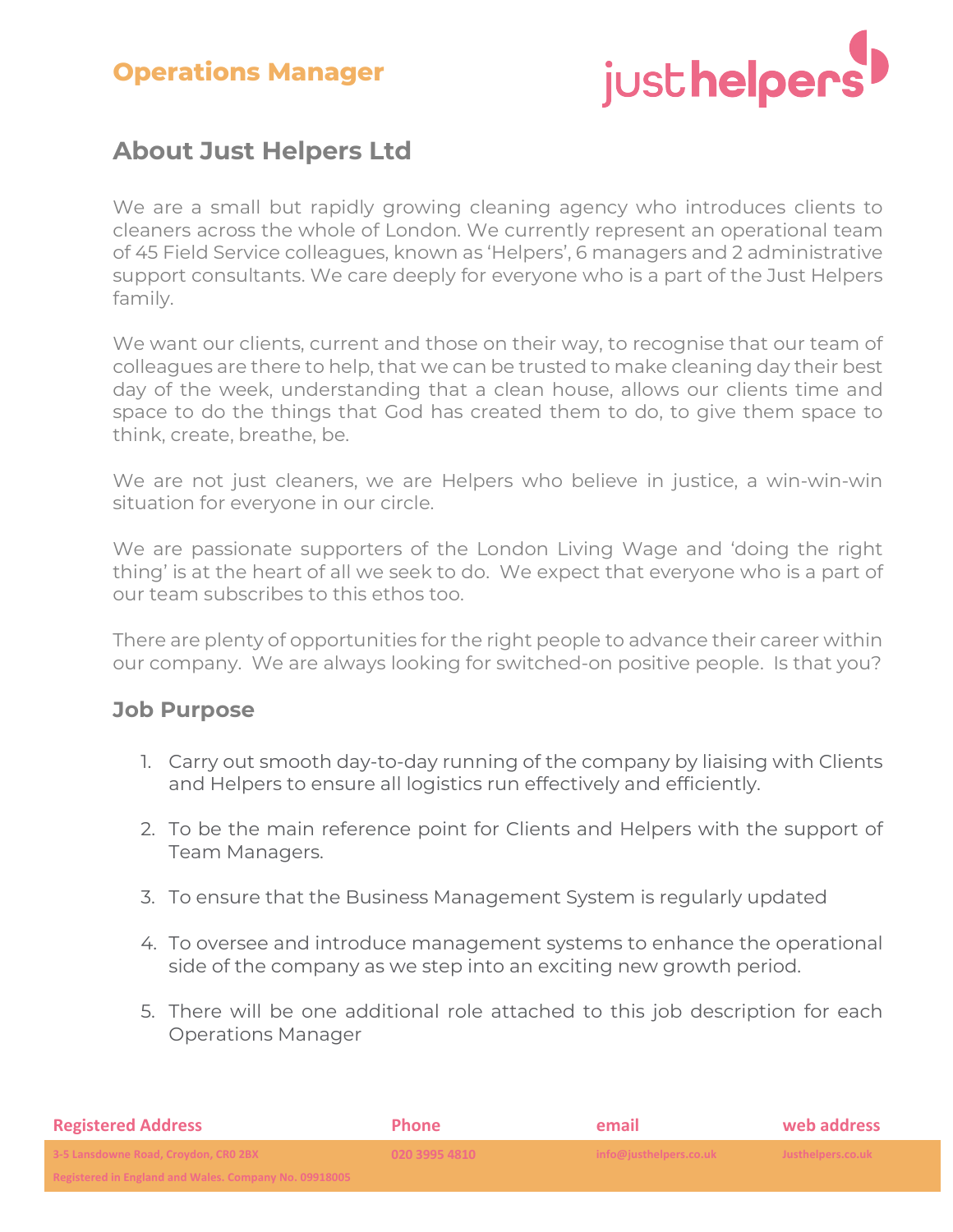# Operations Manager

## About Just Helpers Ltd

We are a small but rapidly growing cleaning agency who introduces clients to cleaners across the whole of London. We currently represent an operational team of 45 Field Service colleagues, known as 'Helpers', 6 managers and 2 administrative support consultants. We care deeply for everyone who is a part of the Just Helpers family.

We want our clients, current and those on their way, to recognise that our team of colleagues are there to help, that we can be trusted to make cleaning day their best day of the week, understanding that a clean house, allows our clients time and space to do the things that God has created them to do, to give them space to think, create, breathe, be.

We are not just cleaners, we are Helpers who believe in justice, a win-win-win situation for everyone in our circle.

We are passionate supporters of the London Living Wage and 'doing the right thing' is at the heart of all we seek to do. We expect that everyone who is a part of our team subscribes to this ethos too.

There are plenty of opportunities for the right people to advance their career within our company. We are always looking for switched-on positive people. Is that you?

### Job Purpose

1. Carry out smooth day-to-day running of the company by liaising with Clients and Helpers to ensure all logistics run effectively and efficiently.

2. To be the main reference point for Clients and Helpers with the support of Team Managers.

3. To ensure that the Business Management System is regularly updated

4. To oversee and introduce management systems to enhance the operational side of the company as we step into an exciting new growth period.

5. There will be one additional role attached to this job description for each Operations Manager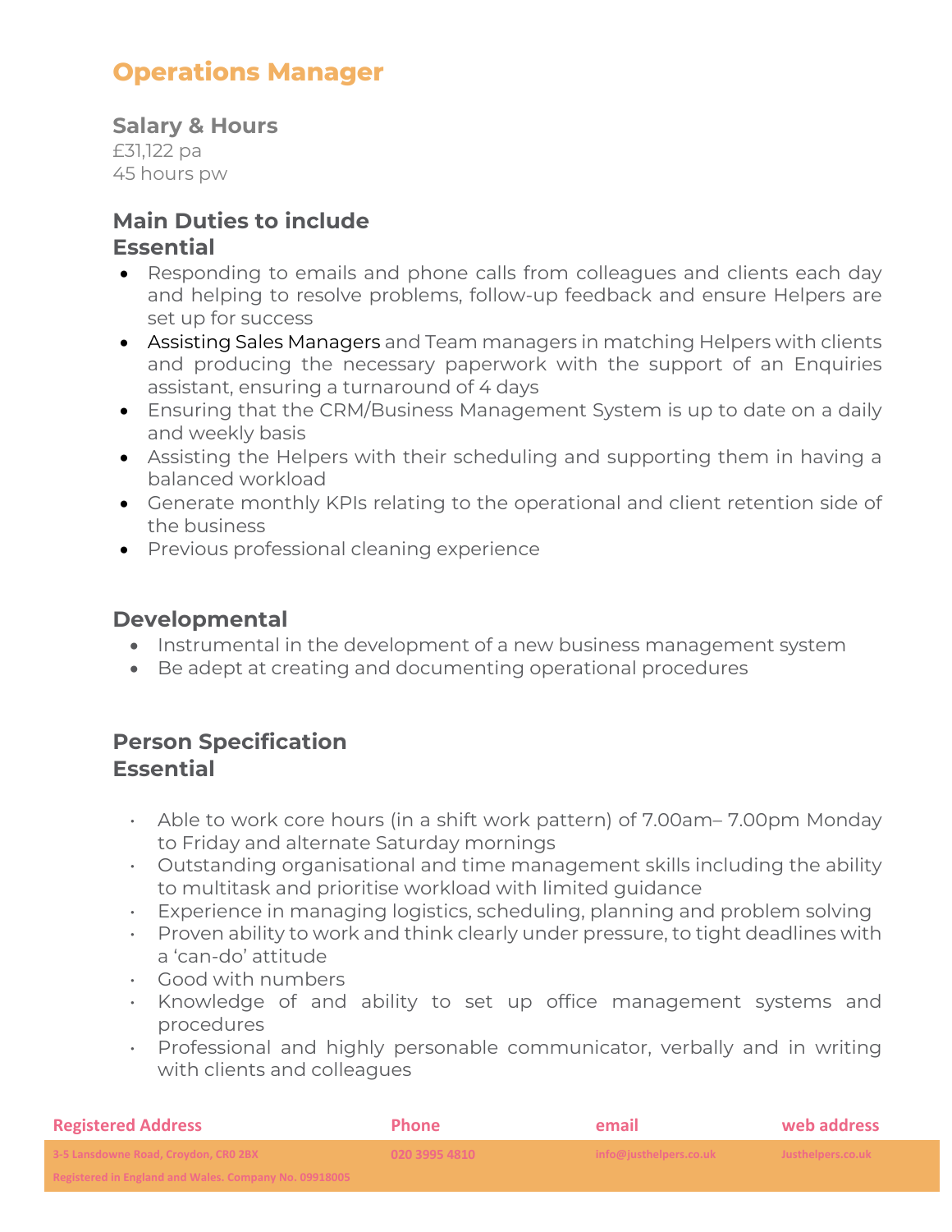# Operations Manager

### Salary & Hours

£31,122 pa
45 hours pw

### Main Duties to include
### Essential

- Responding to emails and phone calls from colleagues and clients each day and helping to resolve problems, follow-up feedback and ensure Helpers are set up for success
- Assisting Sales Managers and Team managers in matching Helpers with clients and producing the necessary paperwork with the support of an Enquiries assistant, ensuring a turnaround of 4 days
- Ensuring that the CRM/Business Management System is up to date on a daily and weekly basis
- Assisting the Helpers with their scheduling and supporting them in having a balanced workload
- Generate monthly KPIs relating to the operational and client retention side of the business
- Previous professional cleaning experience

### Developmental

- Instrumental in the development of a new business management system
- Be adept at creating and documenting operational procedures

### Person Specification
### Essential

- Able to work core hours (in a shift work pattern) of 7.00am– 7.00pm Monday to Friday and alternate Saturday mornings
- Outstanding organisational and time management skills including the ability to multitask and prioritise workload with limited guidance
- Experience in managing logistics, scheduling, planning and problem solving
- Proven ability to work and think clearly under pressure, to tight deadlines with a 'can-do' attitude
- Good with numbers
- Knowledge of and ability to set up office management systems and procedures
- Professional and highly personable communicator, verbally and in writing with clients and colleagues

| Registered Address | Phone | email | web address |
|---|---|---|---|
| 3-5 Lansdowne Road, Croydon, CR0 2BX | 020 3995 4810 | info@justhelpers.co.uk | Justhelpers.co.uk |
| Registered in England and Wales. Company No. 09918005 | | | |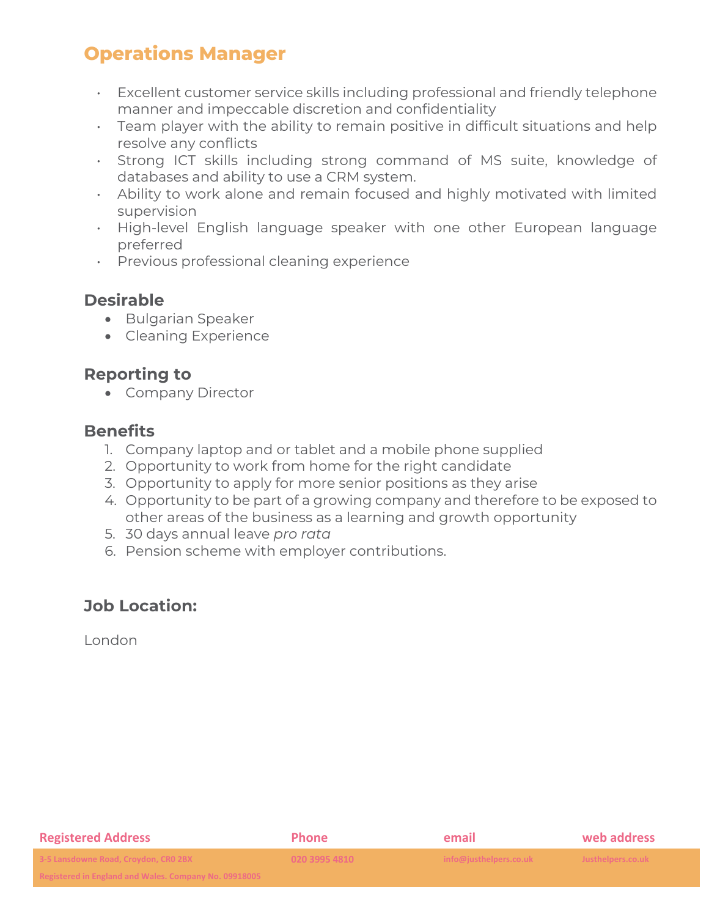## Operations Manager

- Excellent customer service skills including professional and friendly telephone manner and impeccable discretion and confidentiality
- Team player with the ability to remain positive in difficult situations and help resolve any conflicts
- Strong ICT skills including strong command of MS suite, knowledge of databases and ability to use a CRM system.
- Ability to work alone and remain focused and highly motivated with limited supervision
- High-level English language speaker with one other European language preferred
- Previous professional cleaning experience

### Desirable

- Bulgarian Speaker
- Cleaning Experience

### Reporting to

- Company Director

### Benefits

1. Company laptop and or tablet and a mobile phone supplied
2. Opportunity to work from home for the right candidate
3. Opportunity to apply for more senior positions as they arise
4. Opportunity to be part of a growing company and therefore to be exposed to other areas of the business as a learning and growth opportunity
5. 30 days annual leave *pro rata*
6. Pension scheme with employer contributions.

### Job Location:

London

| Registered Address | Phone | email | web address |
|---|---|---|---|
| 3-5 Lansdowne Road, Croydon, CR0 2BX | 020 3995 4810 | info@justhelpers.co.uk | Justhelpers.co.uk |
| Registered in England and Wales. Company No. 09918005 | | | |